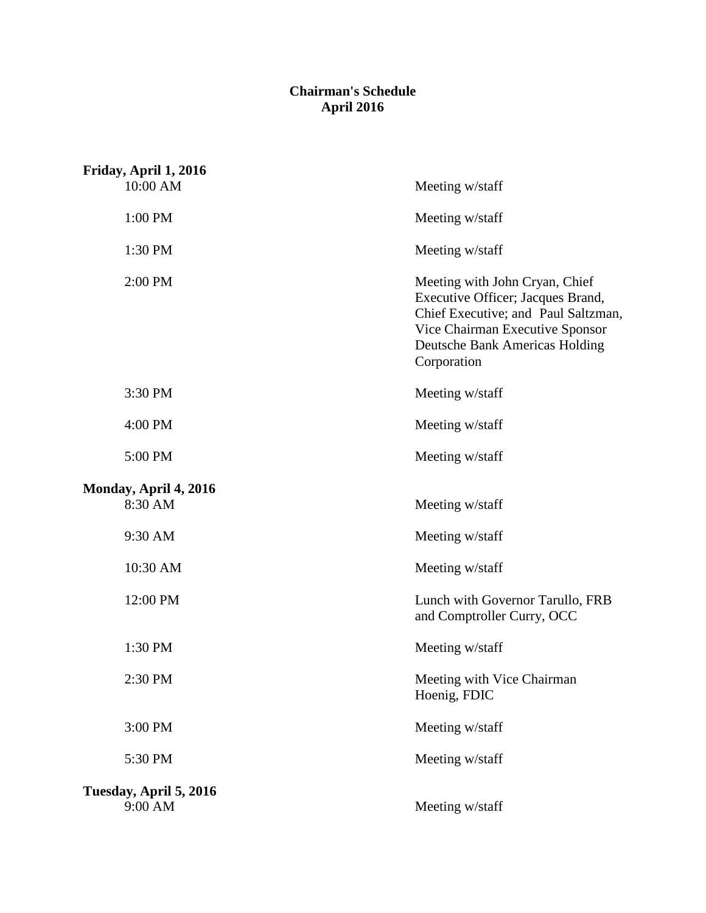# Chairman's Schedule
## April 2016

**Friday, April 1, 2016**

| | |
|---|---|
| 10:00 AM | Meeting w/staff |
| 1:00 PM | Meeting w/staff |
| 1:30 PM | Meeting w/staff |
| 2:00 PM | Meeting with John Cryan, Chief Executive Officer; Jacques Brand, Chief Executive; and Paul Saltzman, Vice Chairman Executive Sponsor Deutsche Bank Americas Holding Corporation |
| 3:30 PM | Meeting w/staff |
| 4:00 PM | Meeting w/staff |
| 5:00 PM | Meeting w/staff |

**Monday, April 4, 2016**

| | |
|---|---|
| 8:30 AM | Meeting w/staff |
| 9:30 AM | Meeting w/staff |
| 10:30 AM | Meeting w/staff |
| 12:00 PM | Lunch with Governor Tarullo, FRB and Comptroller Curry, OCC |
| 1:30 PM | Meeting w/staff |
| 2:30 PM | Meeting with Vice Chairman Hoenig, FDIC |
| 3:00 PM | Meeting w/staff |
| 5:30 PM | Meeting w/staff |

**Tuesday, April 5, 2016**

| | |
|---|---|
| 9:00 AM | Meeting w/staff |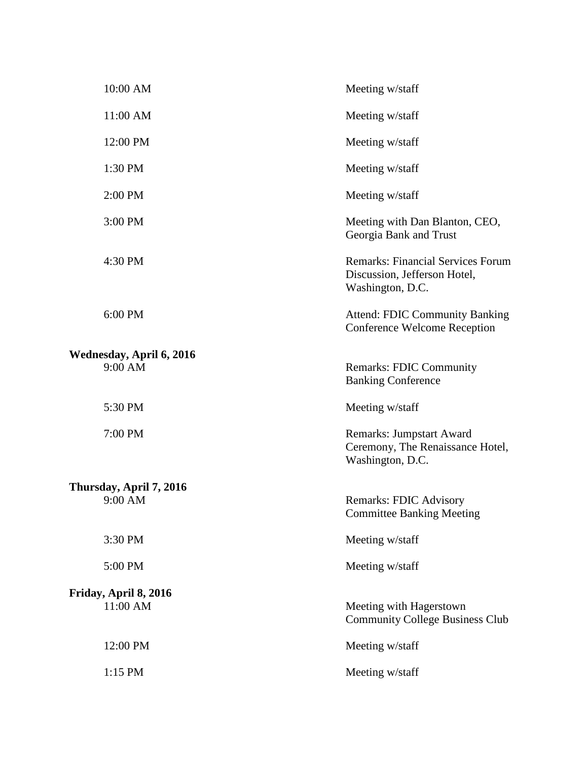| | |
|---|---|
| 10:00 AM | Meeting w/staff |
| 11:00 AM | Meeting w/staff |
| 12:00 PM | Meeting w/staff |
| 1:30 PM | Meeting w/staff |
| 2:00 PM | Meeting w/staff |
| 3:00 PM | Meeting with Dan Blanton, CEO, Georgia Bank and Trust |
| 4:30 PM | Remarks: Financial Services Forum Discussion, Jefferson Hotel, Washington, D.C. |
| 6:00 PM | Attend: FDIC Community Banking Conference Welcome Reception |

**Wednesday, April 6, 2016**

| | |
|---|---|
| 9:00 AM | Remarks: FDIC Community Banking Conference |
| 5:30 PM | Meeting w/staff |
| 7:00 PM | Remarks: Jumpstart Award Ceremony, The Renaissance Hotel, Washington, D.C. |

**Thursday, April 7, 2016**

| | |
|---|---|
| 9:00 AM | Remarks: FDIC Advisory Committee Banking Meeting |
| 3:30 PM | Meeting w/staff |
| 5:00 PM | Meeting w/staff |

**Friday, April 8, 2016**

| | |
|---|---|
| 11:00 AM | Meeting with Hagerstown Community College Business Club |
| 12:00 PM | Meeting w/staff |
| 1:15 PM | Meeting w/staff |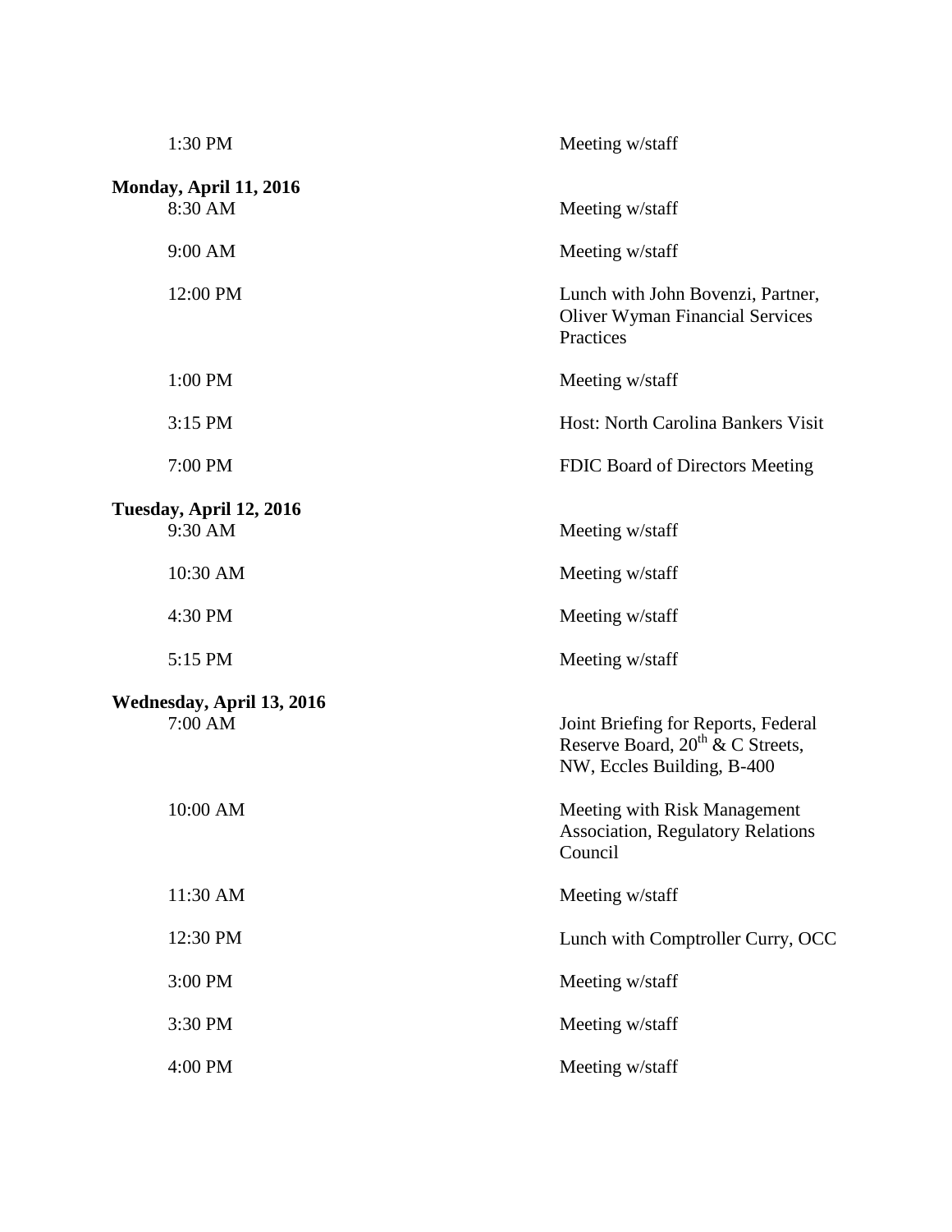1:30 PM — Meeting w/staff

**Monday, April 11, 2016**

| | |
|---|---|
| 8:30 AM | Meeting w/staff |
| 9:00 AM | Meeting w/staff |
| 12:00 PM | Lunch with John Bovenzi, Partner, Oliver Wyman Financial Services Practices |
| 1:00 PM | Meeting w/staff |
| 3:15 PM | Host: North Carolina Bankers Visit |
| 7:00 PM | FDIC Board of Directors Meeting |

**Tuesday, April 12, 2016**

| | |
|---|---|
| 9:30 AM | Meeting w/staff |
| 10:30 AM | Meeting w/staff |
| 4:30 PM | Meeting w/staff |
| 5:15 PM | Meeting w/staff |

**Wednesday, April 13, 2016**

| | |
|---|---|
| 7:00 AM | Joint Briefing for Reports, Federal Reserve Board, 20th & C Streets, NW, Eccles Building, B-400 |
| 10:00 AM | Meeting with Risk Management Association, Regulatory Relations Council |
| 11:30 AM | Meeting w/staff |
| 12:30 PM | Lunch with Comptroller Curry, OCC |
| 3:00 PM | Meeting w/staff |
| 3:30 PM | Meeting w/staff |
| 4:00 PM | Meeting w/staff |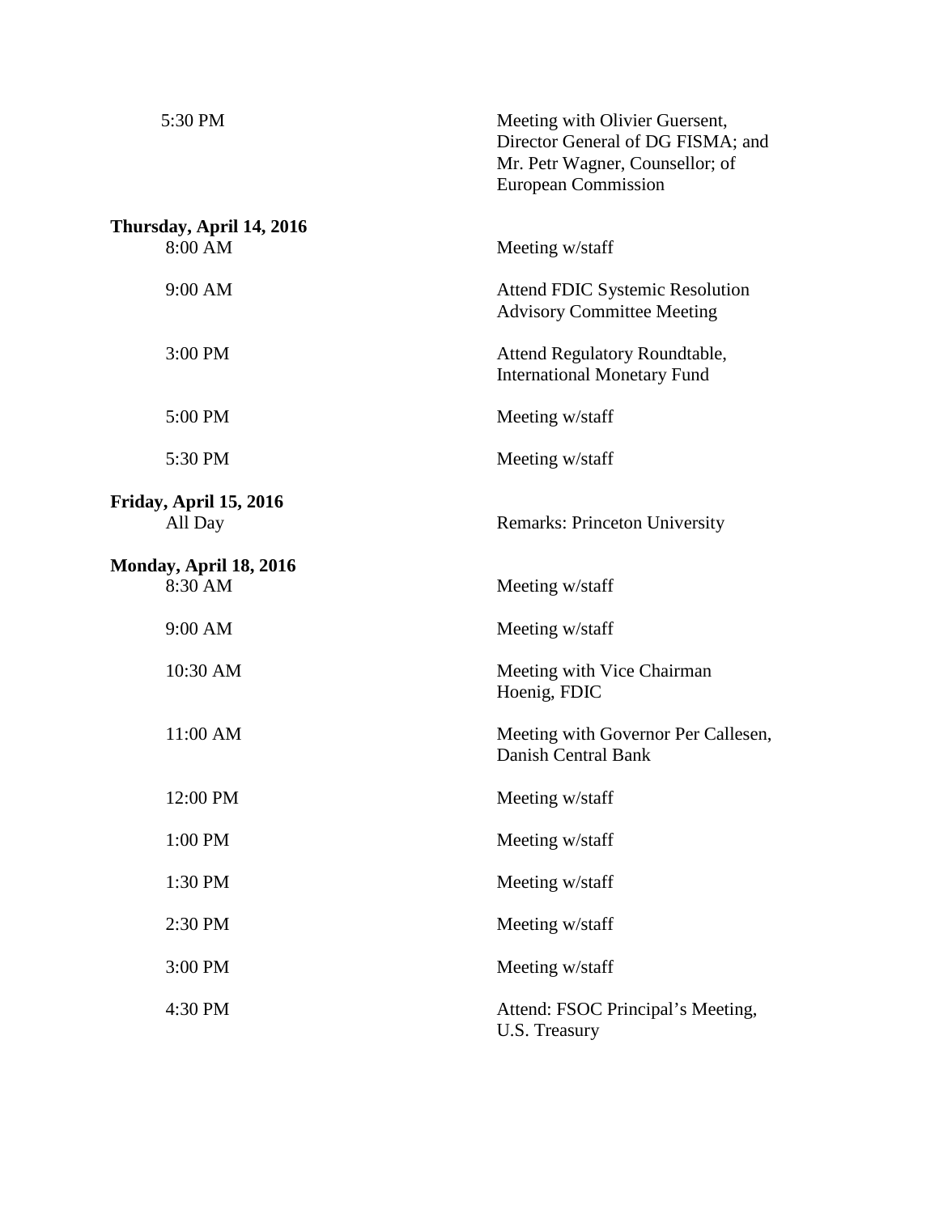| | |
|---|---|
| 5:30 PM | Meeting with Olivier Guersent, Director General of DG FISMA; and Mr. Petr Wagner, Counsellor; of European Commission |

**Thursday, April 14, 2016**

| | |
|---|---|
| 8:00 AM | Meeting w/staff |
| 9:00 AM | Attend FDIC Systemic Resolution Advisory Committee Meeting |
| 3:00 PM | Attend Regulatory Roundtable, International Monetary Fund |
| 5:00 PM | Meeting w/staff |
| 5:30 PM | Meeting w/staff |

**Friday, April 15, 2016**

| | |
|---|---|
| All Day | Remarks: Princeton University |

**Monday, April 18, 2016**

| | |
|---|---|
| 8:30 AM | Meeting w/staff |
| 9:00 AM | Meeting w/staff |
| 10:30 AM | Meeting with Vice Chairman Hoenig, FDIC |
| 11:00 AM | Meeting with Governor Per Callesen, Danish Central Bank |
| 12:00 PM | Meeting w/staff |
| 1:00 PM | Meeting w/staff |
| 1:30 PM | Meeting w/staff |
| 2:30 PM | Meeting w/staff |
| 3:00 PM | Meeting w/staff |
| 4:30 PM | Attend: FSOC Principal's Meeting, U.S. Treasury |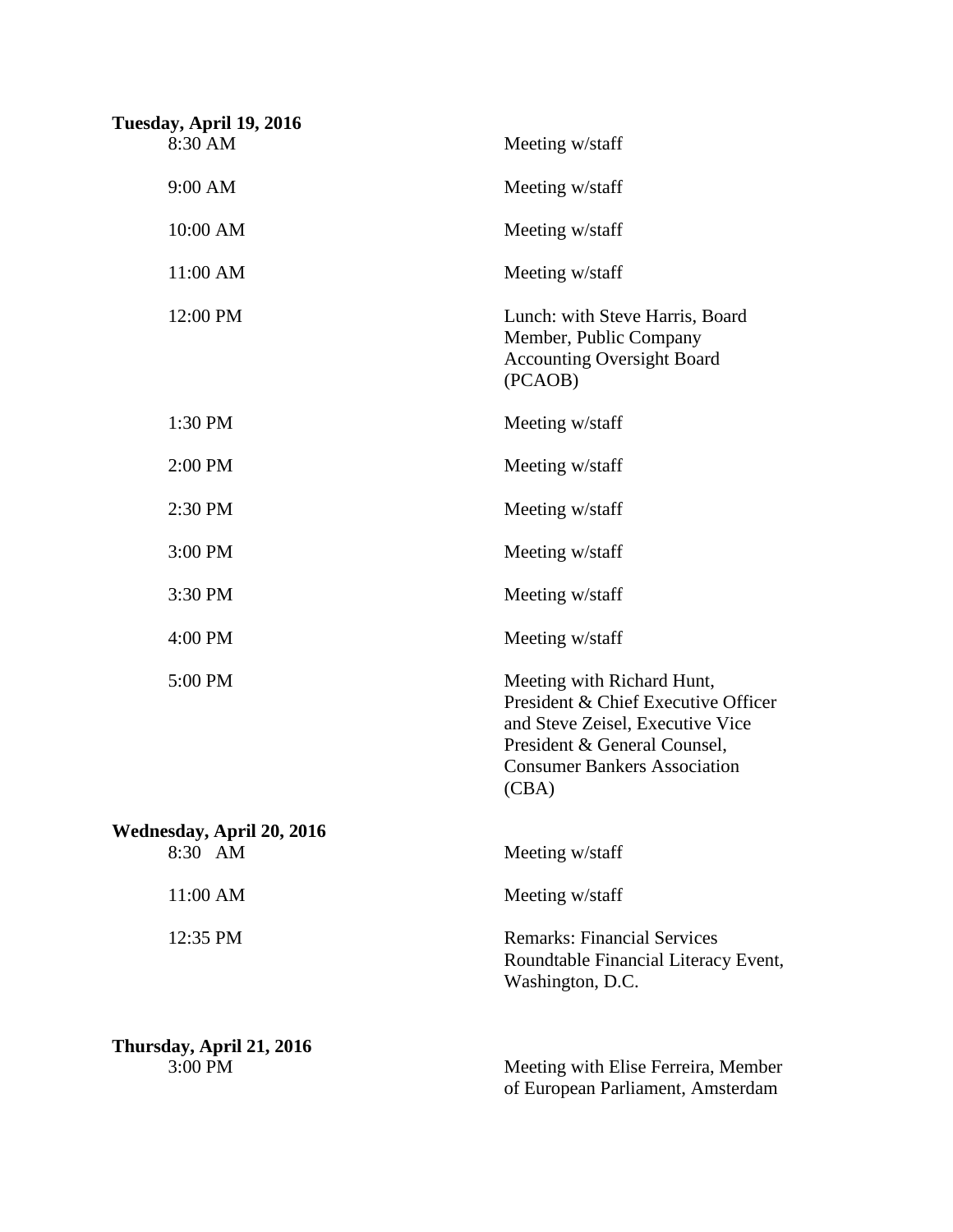**Tuesday, April 19, 2016**

| | |
|---|---|
| 8:30 AM | Meeting w/staff |
| 9:00 AM | Meeting w/staff |
| 10:00 AM | Meeting w/staff |
| 11:00 AM | Meeting w/staff |
| 12:00 PM | Lunch: with Steve Harris, Board Member, Public Company Accounting Oversight Board (PCAOB) |
| 1:30 PM | Meeting w/staff |
| 2:00 PM | Meeting w/staff |
| 2:30 PM | Meeting w/staff |
| 3:00 PM | Meeting w/staff |
| 3:30 PM | Meeting w/staff |
| 4:00 PM | Meeting w/staff |
| 5:00 PM | Meeting with Richard Hunt, President & Chief Executive Officer and Steve Zeisel, Executive Vice President & General Counsel, Consumer Bankers Association (CBA) |

**Wednesday, April 20, 2016**

| | |
|---|---|
| 8:30 AM | Meeting w/staff |
| 11:00 AM | Meeting w/staff |
| 12:35 PM | Remarks: Financial Services Roundtable Financial Literacy Event, Washington, D.C. |

**Thursday, April 21, 2016**

| | |
|---|---|
| 3:00 PM | Meeting with Elise Ferreira, Member of European Parliament, Amsterdam |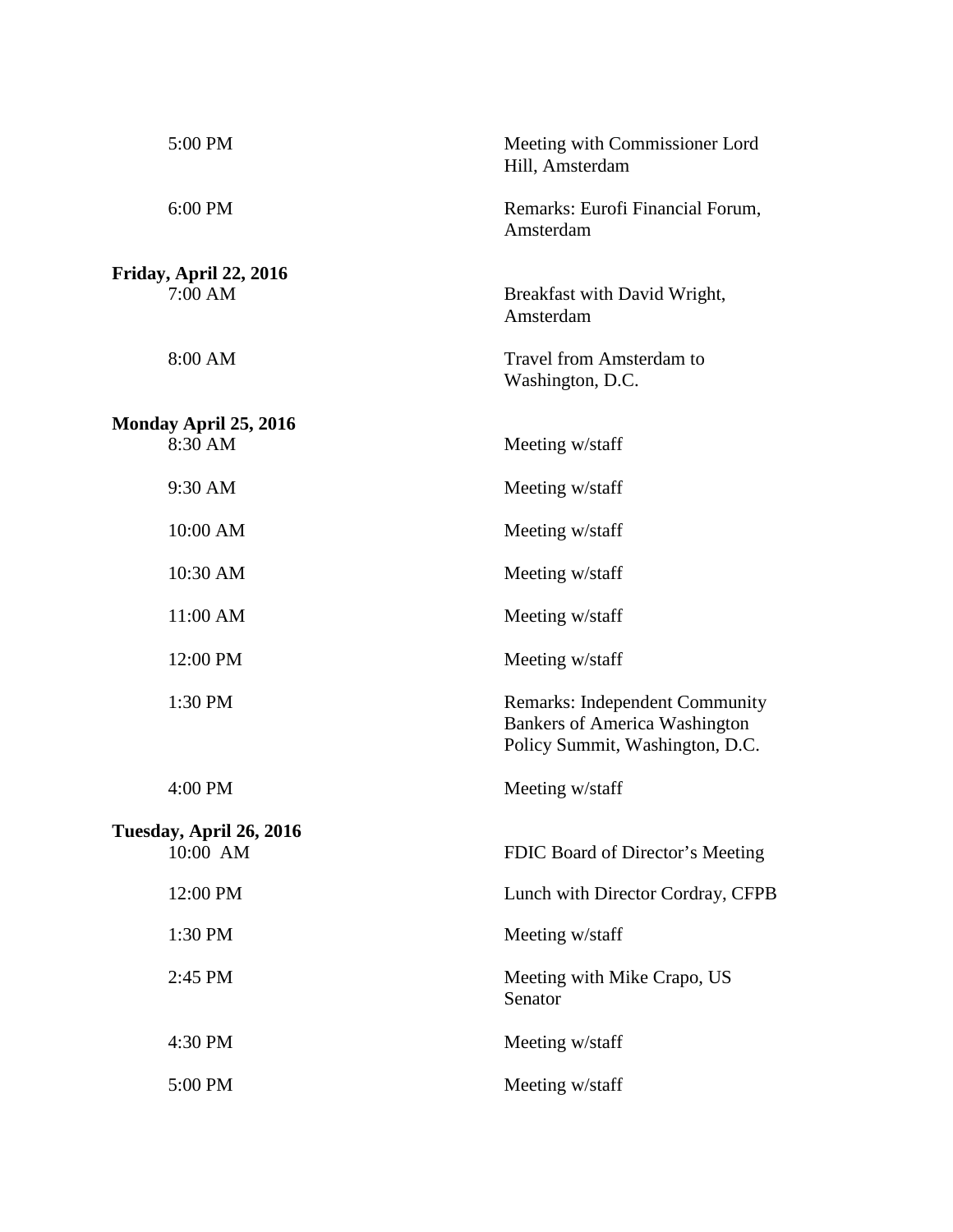| | |
|---|---|
| 5:00 PM | Meeting with Commissioner Lord Hill, Amsterdam |
| 6:00 PM | Remarks: Eurofi Financial Forum, Amsterdam |

**Friday, April 22, 2016**

| | |
|---|---|
| 7:00 AM | Breakfast with David Wright, Amsterdam |
| 8:00 AM | Travel from Amsterdam to Washington, D.C. |

**Monday April 25, 2016**

| | |
|---|---|
| 8:30 AM | Meeting w/staff |
| 9:30 AM | Meeting w/staff |
| 10:00 AM | Meeting w/staff |
| 10:30 AM | Meeting w/staff |
| 11:00 AM | Meeting w/staff |
| 12:00 PM | Meeting w/staff |
| 1:30 PM | Remarks: Independent Community Bankers of America Washington Policy Summit, Washington, D.C. |
| 4:00 PM | Meeting w/staff |

**Tuesday, April 26, 2016**

| | |
|---|---|
| 10:00 AM | FDIC Board of Director's Meeting |
| 12:00 PM | Lunch with Director Cordray, CFPB |
| 1:30 PM | Meeting w/staff |
| 2:45 PM | Meeting with Mike Crapo, US Senator |
| 4:30 PM | Meeting w/staff |
| 5:00 PM | Meeting w/staff |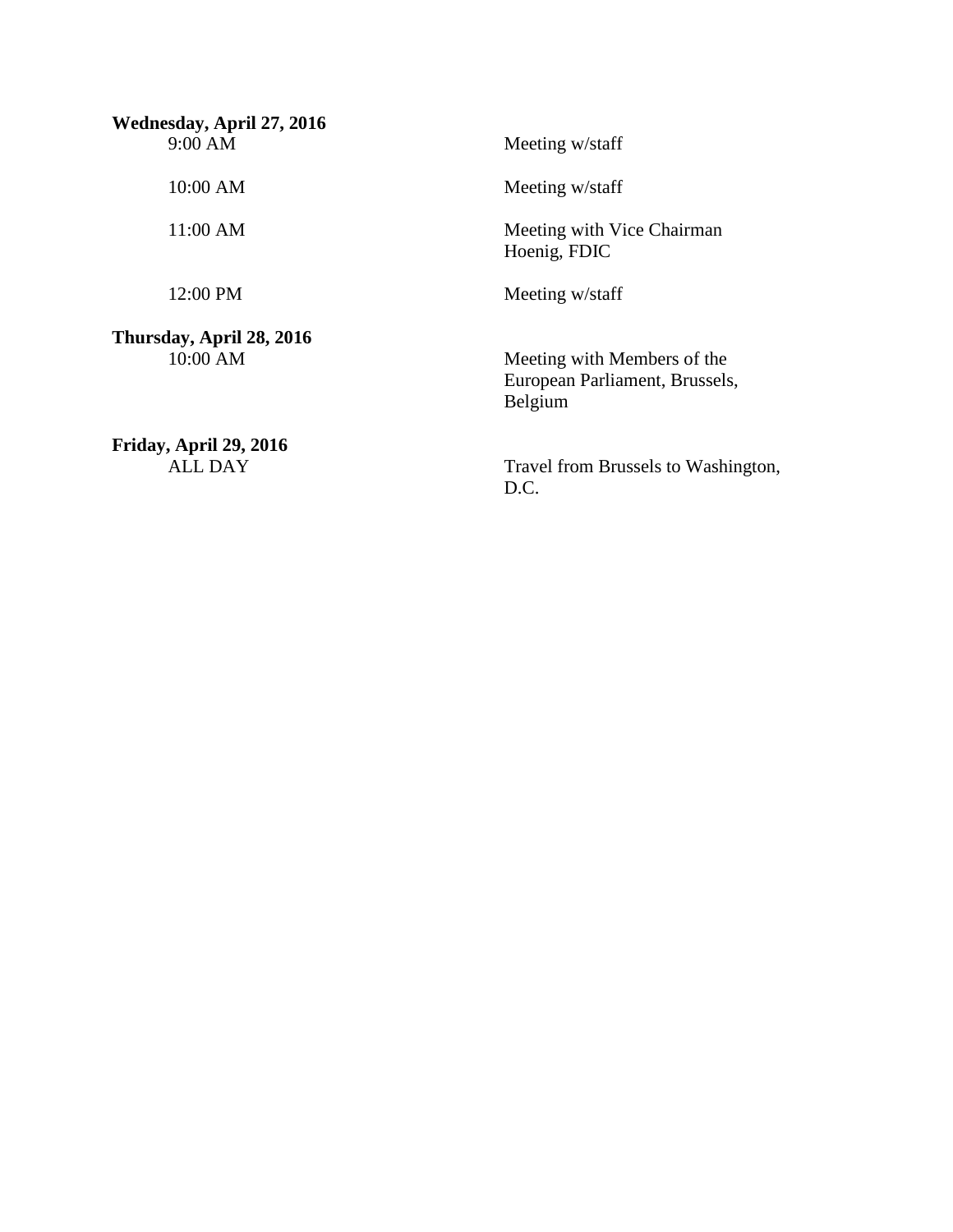**Wednesday, April 27, 2016**

| | |
|---|---|
| 9:00 AM | Meeting w/staff |
| 10:00 AM | Meeting w/staff |
| 11:00 AM | Meeting with Vice Chairman Hoenig, FDIC |
| 12:00 PM | Meeting w/staff |

**Thursday, April 28, 2016**

| | |
|---|---|
| 10:00 AM | Meeting with Members of the European Parliament, Brussels, Belgium |

**Friday, April 29, 2016**

| | |
|---|---|
| ALL DAY | Travel from Brussels to Washington, D.C. |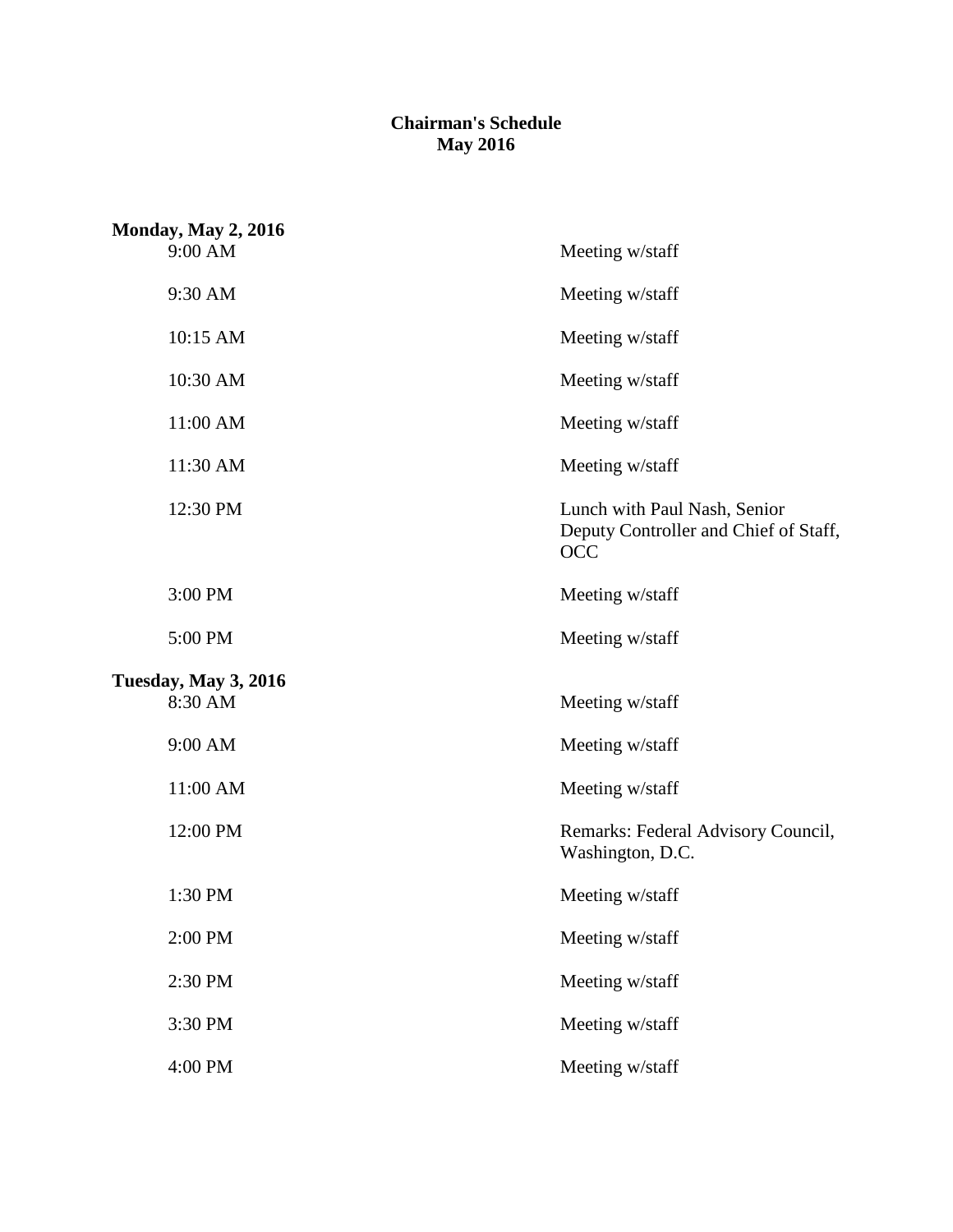**Chairman's Schedule**
**May 2016**

**Monday, May 2, 2016**

| | |
|---|---|
| 9:00 AM | Meeting w/staff |
| 9:30 AM | Meeting w/staff |
| 10:15 AM | Meeting w/staff |
| 10:30 AM | Meeting w/staff |
| 11:00 AM | Meeting w/staff |
| 11:30 AM | Meeting w/staff |
| 12:30 PM | Lunch with Paul Nash, Senior Deputy Controller and Chief of Staff, OCC |
| 3:00 PM | Meeting w/staff |
| 5:00 PM | Meeting w/staff |

**Tuesday, May 3, 2016**

| | |
|---|---|
| 8:30 AM | Meeting w/staff |
| 9:00 AM | Meeting w/staff |
| 11:00 AM | Meeting w/staff |
| 12:00 PM | Remarks: Federal Advisory Council, Washington, D.C. |
| 1:30 PM | Meeting w/staff |
| 2:00 PM | Meeting w/staff |
| 2:30 PM | Meeting w/staff |
| 3:30 PM | Meeting w/staff |
| 4:00 PM | Meeting w/staff |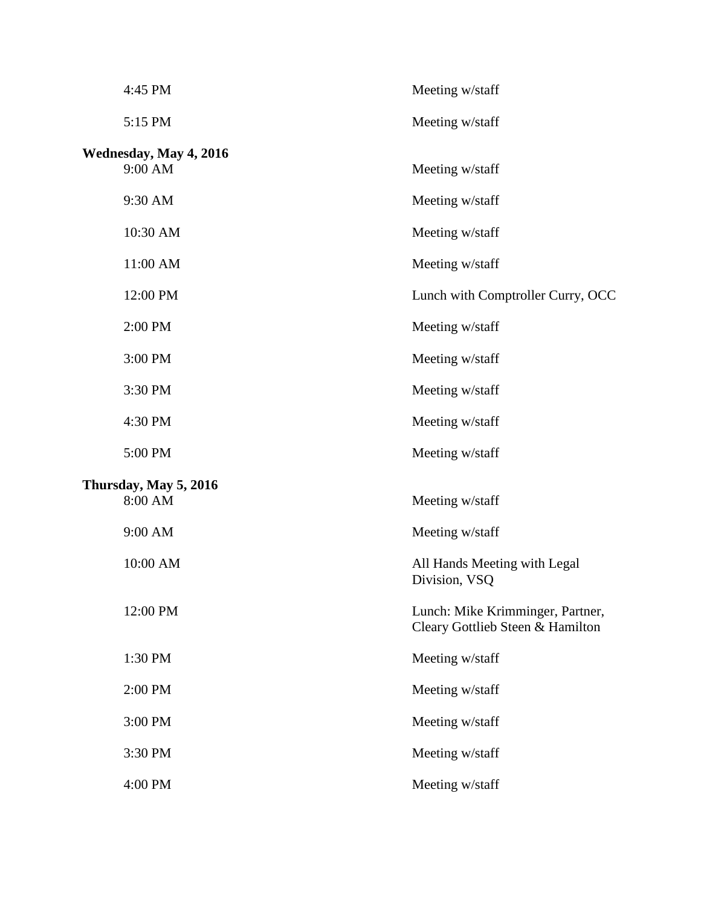| | |
|---|---|
| 4:45 PM | Meeting w/staff |
| 5:15 PM | Meeting w/staff |

**Wednesday, May 4, 2016**

| | |
|---|---|
| 9:00 AM | Meeting w/staff |
| 9:30 AM | Meeting w/staff |
| 10:30 AM | Meeting w/staff |
| 11:00 AM | Meeting w/staff |
| 12:00 PM | Lunch with Comptroller Curry, OCC |
| 2:00 PM | Meeting w/staff |
| 3:00 PM | Meeting w/staff |
| 3:30 PM | Meeting w/staff |
| 4:30 PM | Meeting w/staff |
| 5:00 PM | Meeting w/staff |

**Thursday, May 5, 2016**

| | |
|---|---|
| 8:00 AM | Meeting w/staff |
| 9:00 AM | Meeting w/staff |
| 10:00 AM | All Hands Meeting with Legal Division, VSQ |
| 12:00 PM | Lunch: Mike Krimminger, Partner, Cleary Gottlieb Steen & Hamilton |
| 1:30 PM | Meeting w/staff |
| 2:00 PM | Meeting w/staff |
| 3:00 PM | Meeting w/staff |
| 3:30 PM | Meeting w/staff |
| 4:00 PM | Meeting w/staff |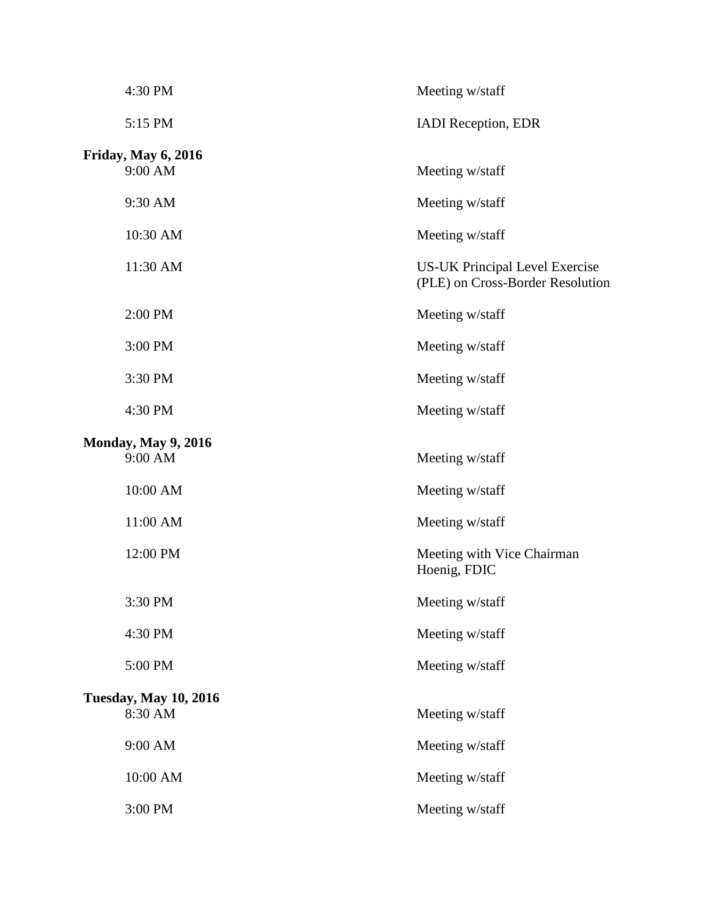| | |
|---|---|
| 4:30 PM | Meeting w/staff |
| 5:15 PM | IADI Reception, EDR |

**Friday, May 6, 2016**

| | |
|---|---|
| 9:00 AM | Meeting w/staff |
| 9:30 AM | Meeting w/staff |
| 10:30 AM | Meeting w/staff |
| 11:30 AM | US-UK Principal Level Exercise (PLE) on Cross-Border Resolution |
| 2:00 PM | Meeting w/staff |
| 3:00 PM | Meeting w/staff |
| 3:30 PM | Meeting w/staff |
| 4:30 PM | Meeting w/staff |

**Monday, May 9, 2016**

| | |
|---|---|
| 9:00 AM | Meeting w/staff |
| 10:00 AM | Meeting w/staff |
| 11:00 AM | Meeting w/staff |
| 12:00 PM | Meeting with Vice Chairman Hoenig, FDIC |
| 3:30 PM | Meeting w/staff |
| 4:30 PM | Meeting w/staff |
| 5:00 PM | Meeting w/staff |

**Tuesday, May 10, 2016**

| | |
|---|---|
| 8:30 AM | Meeting w/staff |
| 9:00 AM | Meeting w/staff |
| 10:00 AM | Meeting w/staff |
| 3:00 PM | Meeting w/staff |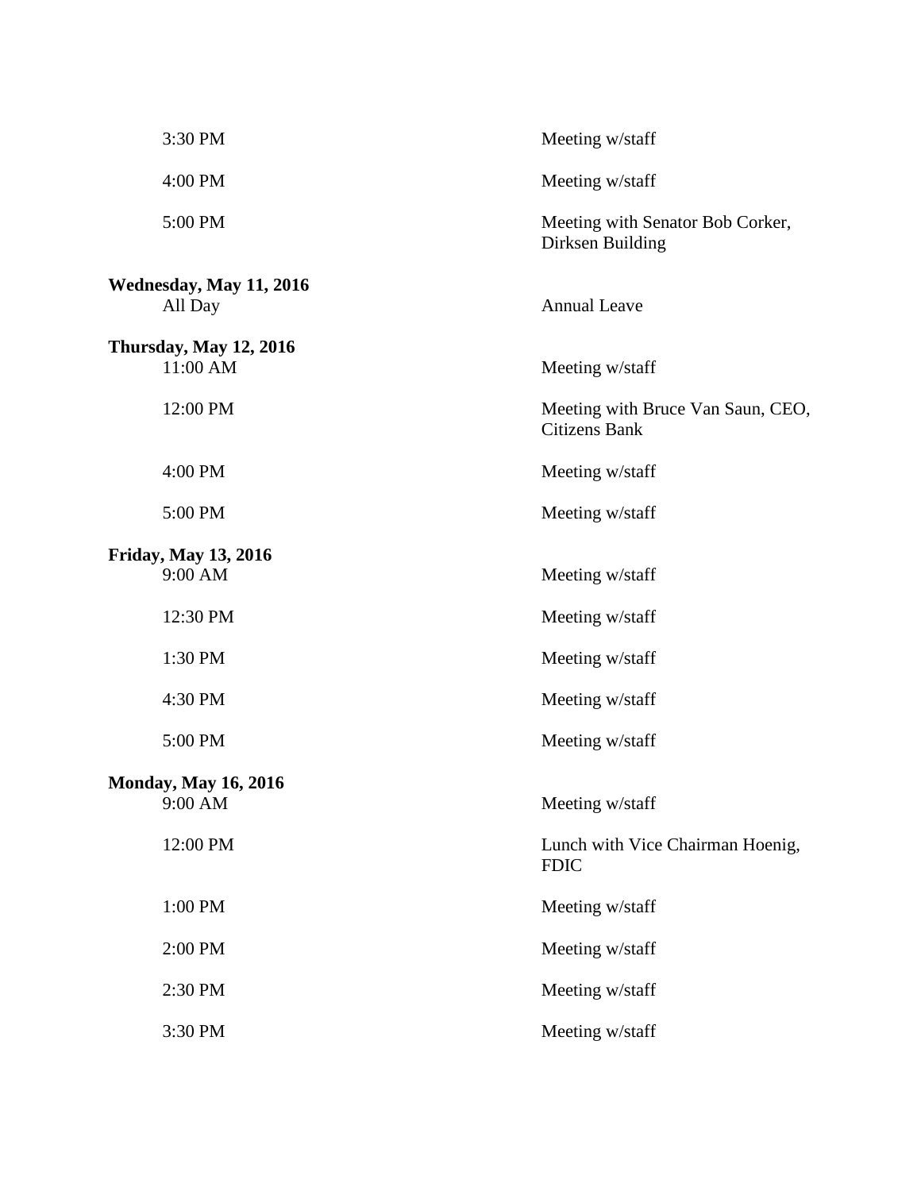| | |
|---|---|
| 3:30 PM | Meeting w/staff |
| 4:00 PM | Meeting w/staff |
| 5:00 PM | Meeting with Senator Bob Corker, Dirksen Building |

**Wednesday, May 11, 2016**

| | |
|---|---|
| All Day | Annual Leave |

**Thursday, May 12, 2016**

| | |
|---|---|
| 11:00 AM | Meeting w/staff |
| 12:00 PM | Meeting with Bruce Van Saun, CEO, Citizens Bank |
| 4:00 PM | Meeting w/staff |
| 5:00 PM | Meeting w/staff |

**Friday, May 13, 2016**

| | |
|---|---|
| 9:00 AM | Meeting w/staff |
| 12:30 PM | Meeting w/staff |
| 1:30 PM | Meeting w/staff |
| 4:30 PM | Meeting w/staff |
| 5:00 PM | Meeting w/staff |

**Monday, May 16, 2016**

| | |
|---|---|
| 9:00 AM | Meeting w/staff |
| 12:00 PM | Lunch with Vice Chairman Hoenig, FDIC |
| 1:00 PM | Meeting w/staff |
| 2:00 PM | Meeting w/staff |
| 2:30 PM | Meeting w/staff |
| 3:30 PM | Meeting w/staff |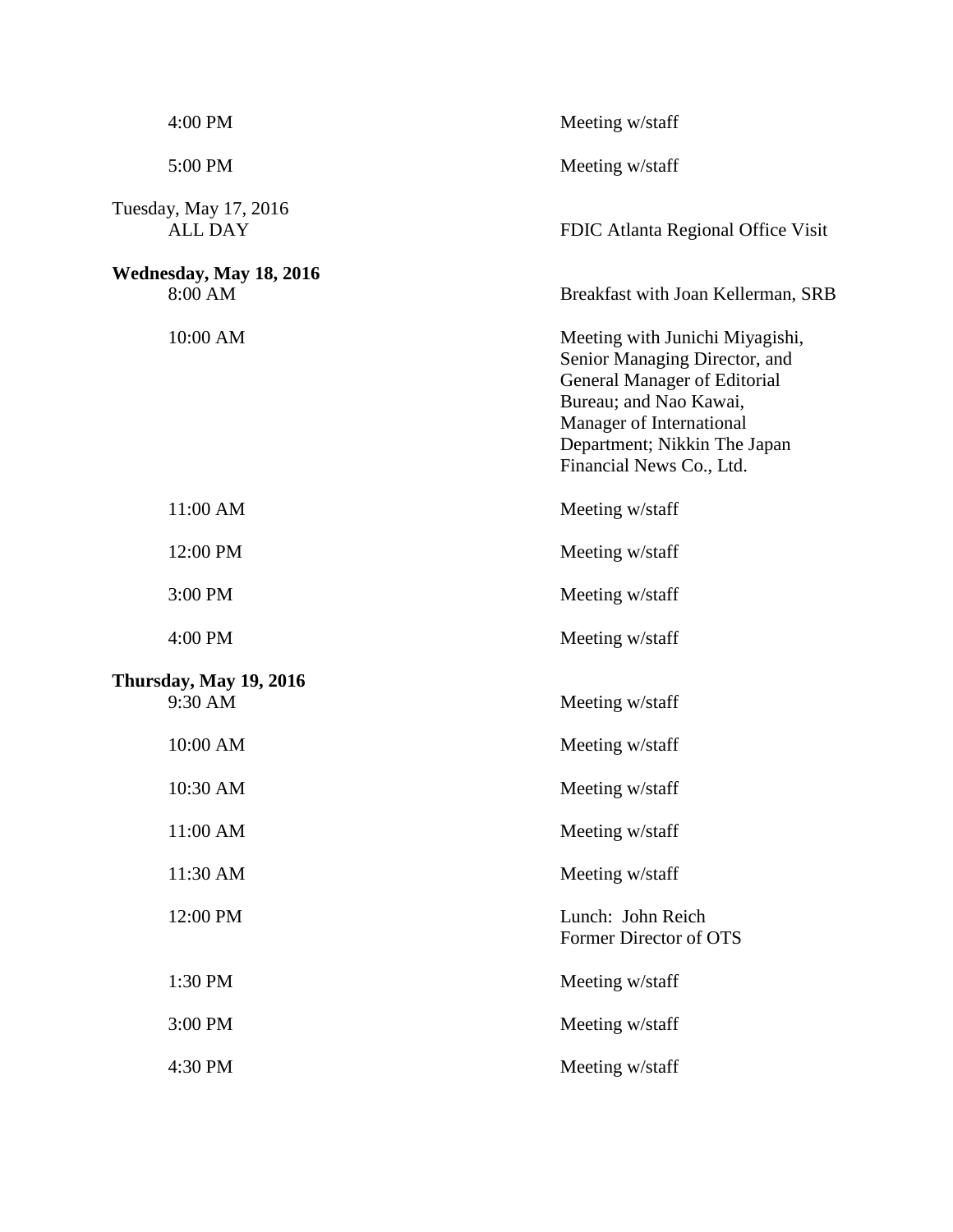| | |
|---|---|
| 4:00 PM | Meeting w/staff |
| 5:00 PM | Meeting w/staff |
| Tuesday, May 17, 2016 | |
| ALL DAY | FDIC Atlanta Regional Office Visit |
| **Wednesday, May 18, 2016** | |
| 8:00 AM | Breakfast with Joan Kellerman, SRB |
| 10:00 AM | Meeting with Junichi Miyagishi, Senior Managing Director, and General Manager of Editorial Bureau; and Nao Kawai, Manager of International Department; Nikkin The Japan Financial News Co., Ltd. |
| 11:00 AM | Meeting w/staff |
| 12:00 PM | Meeting w/staff |
| 3:00 PM | Meeting w/staff |
| 4:00 PM | Meeting w/staff |
| **Thursday, May 19, 2016** | |
| 9:30 AM | Meeting w/staff |
| 10:00 AM | Meeting w/staff |
| 10:30 AM | Meeting w/staff |
| 11:00 AM | Meeting w/staff |
| 11:30 AM | Meeting w/staff |
| 12:00 PM | Lunch: John Reich<br>Former Director of OTS |
| 1:30 PM | Meeting w/staff |
| 3:00 PM | Meeting w/staff |
| 4:30 PM | Meeting w/staff |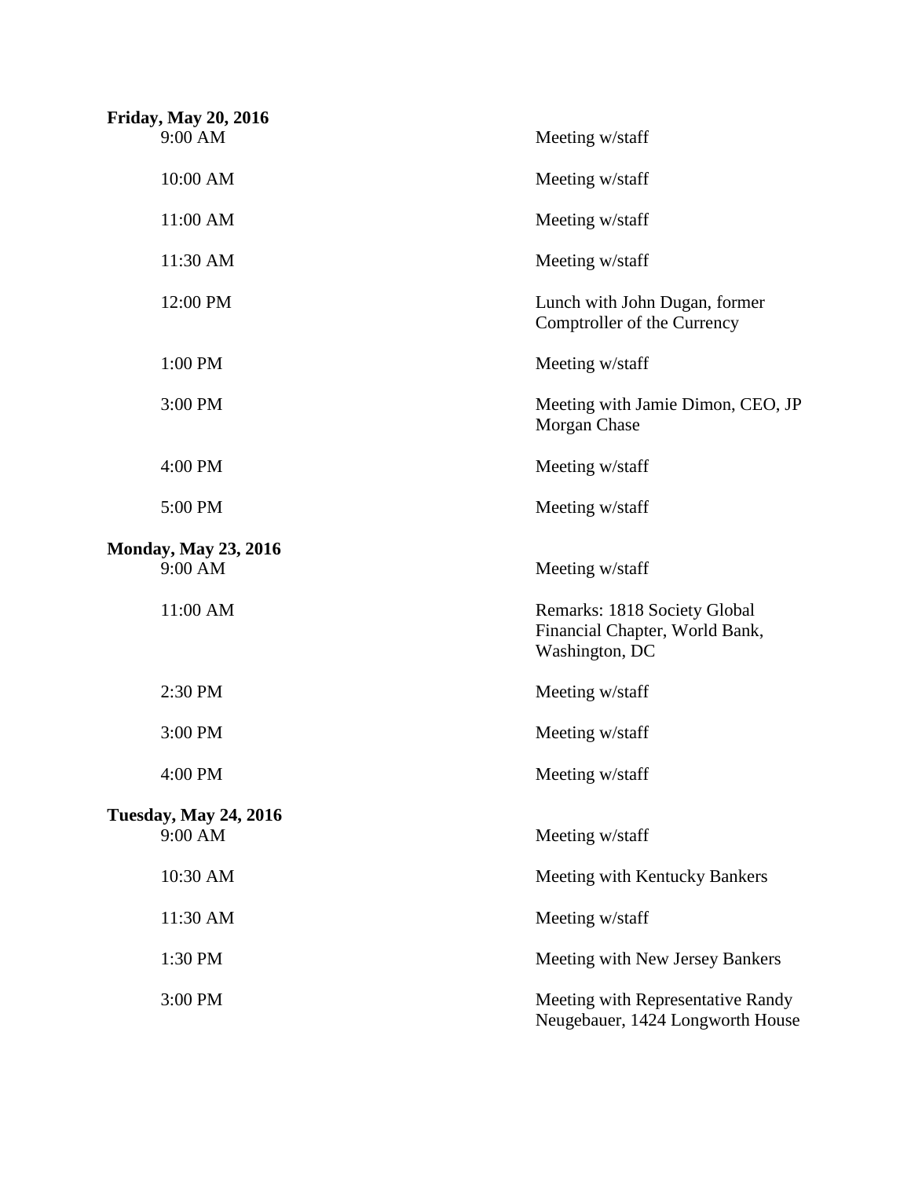**Friday, May 20, 2016**

| | |
|---|---|
| 9:00 AM | Meeting w/staff |
| 10:00 AM | Meeting w/staff |
| 11:00 AM | Meeting w/staff |
| 11:30 AM | Meeting w/staff |
| 12:00 PM | Lunch with John Dugan, former Comptroller of the Currency |
| 1:00 PM | Meeting w/staff |
| 3:00 PM | Meeting with Jamie Dimon, CEO, JP Morgan Chase |
| 4:00 PM | Meeting w/staff |
| 5:00 PM | Meeting w/staff |

**Monday, May 23, 2016**

| | |
|---|---|
| 9:00 AM | Meeting w/staff |
| 11:00 AM | Remarks: 1818 Society Global Financial Chapter, World Bank, Washington, DC |
| 2:30 PM | Meeting w/staff |
| 3:00 PM | Meeting w/staff |
| 4:00 PM | Meeting w/staff |

**Tuesday, May 24, 2016**

| | |
|---|---|
| 9:00 AM | Meeting w/staff |
| 10:30 AM | Meeting with Kentucky Bankers |
| 11:30 AM | Meeting w/staff |
| 1:30 PM | Meeting with New Jersey Bankers |
| 3:00 PM | Meeting with Representative Randy Neugebauer, 1424 Longworth House |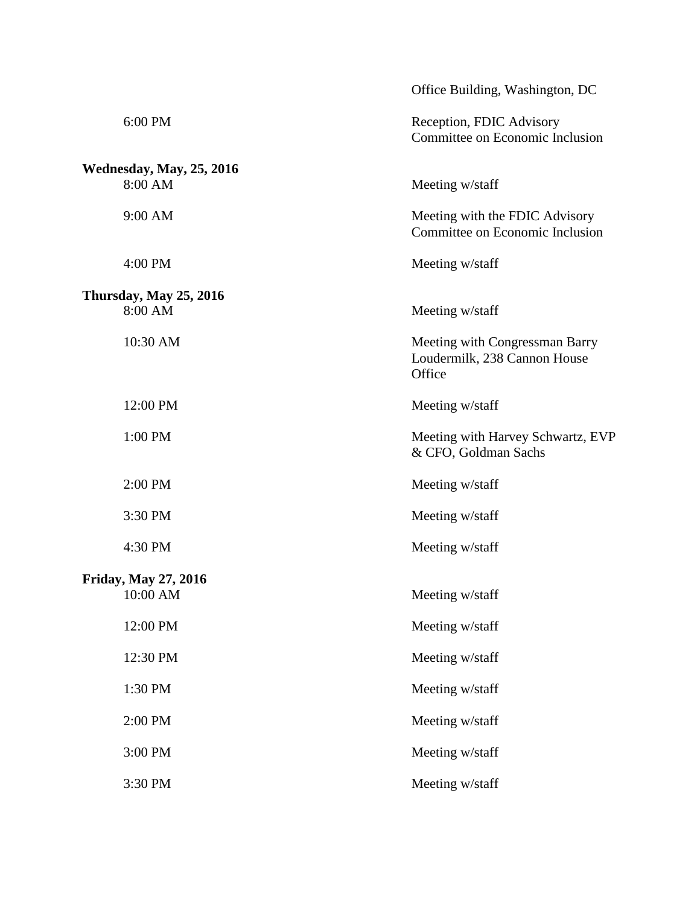| | |
|---|---|
| | Office Building, Washington, DC |
| 6:00 PM | Reception, FDIC Advisory Committee on Economic Inclusion |

**Wednesday, May, 25, 2016**

| | |
|---|---|
| 8:00 AM | Meeting w/staff |
| 9:00 AM | Meeting with the FDIC Advisory Committee on Economic Inclusion |
| 4:00 PM | Meeting w/staff |

**Thursday, May 25, 2016**

| | |
|---|---|
| 8:00 AM | Meeting w/staff |
| 10:30 AM | Meeting with Congressman Barry Loudermilk, 238 Cannon House Office |
| 12:00 PM | Meeting w/staff |
| 1:00 PM | Meeting with Harvey Schwartz, EVP & CFO, Goldman Sachs |
| 2:00 PM | Meeting w/staff |
| 3:30 PM | Meeting w/staff |
| 4:30 PM | Meeting w/staff |

**Friday, May 27, 2016**

| | |
|---|---|
| 10:00 AM | Meeting w/staff |
| 12:00 PM | Meeting w/staff |
| 12:30 PM | Meeting w/staff |
| 1:30 PM | Meeting w/staff |
| 2:00 PM | Meeting w/staff |
| 3:00 PM | Meeting w/staff |
| 3:30 PM | Meeting w/staff |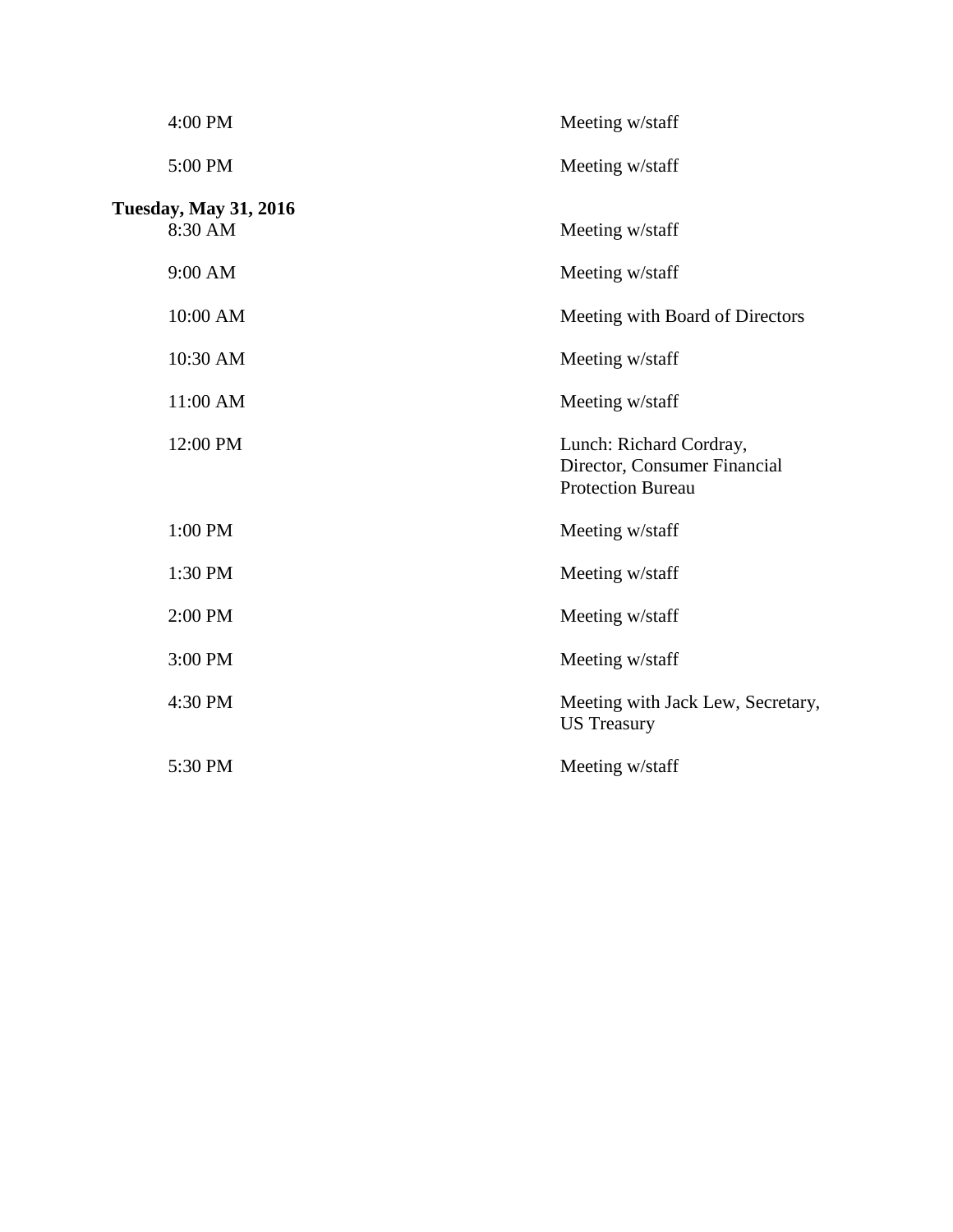| | |
|---|---|
| 4:00 PM | Meeting w/staff |
| 5:00 PM | Meeting w/staff |

**Tuesday, May 31, 2016**

| | |
|---|---|
| 8:30 AM | Meeting w/staff |
| 9:00 AM | Meeting w/staff |
| 10:00 AM | Meeting with Board of Directors |
| 10:30 AM | Meeting w/staff |
| 11:00 AM | Meeting w/staff |
| 12:00 PM | Lunch: Richard Cordray, Director, Consumer Financial Protection Bureau |
| 1:00 PM | Meeting w/staff |
| 1:30 PM | Meeting w/staff |
| 2:00 PM | Meeting w/staff |
| 3:00 PM | Meeting w/staff |
| 4:30 PM | Meeting with Jack Lew, Secretary, US Treasury |
| 5:30 PM | Meeting w/staff |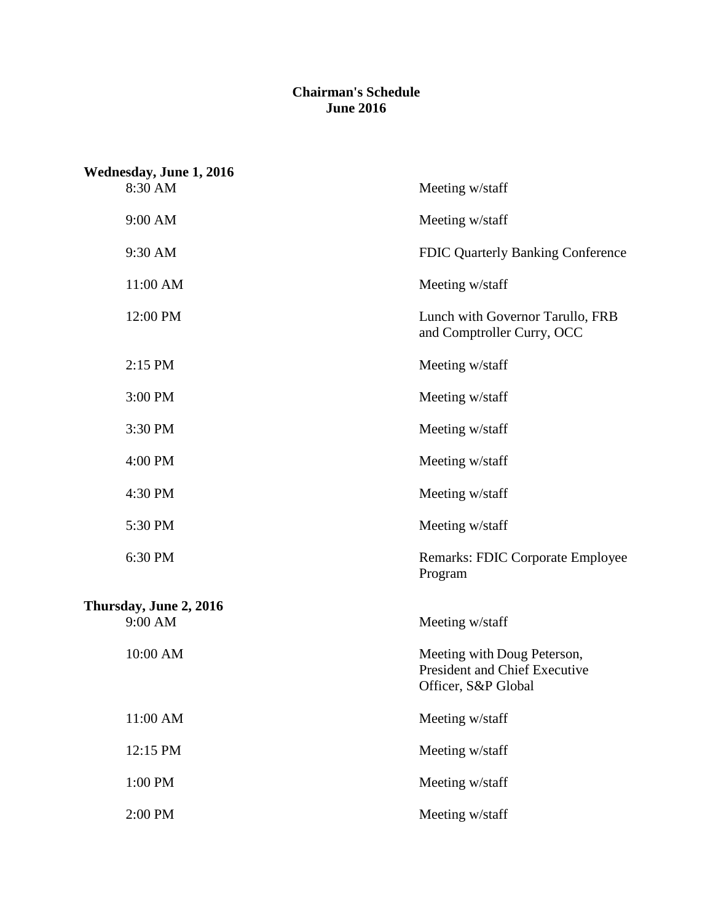**Chairman's Schedule**
**June 2016**

**Wednesday, June 1, 2016**

| | |
|---|---|
| 8:30 AM | Meeting w/staff |
| 9:00 AM | Meeting w/staff |
| 9:30 AM | FDIC Quarterly Banking Conference |
| 11:00 AM | Meeting w/staff |
| 12:00 PM | Lunch with Governor Tarullo, FRB and Comptroller Curry, OCC |
| 2:15 PM | Meeting w/staff |
| 3:00 PM | Meeting w/staff |
| 3:30 PM | Meeting w/staff |
| 4:00 PM | Meeting w/staff |
| 4:30 PM | Meeting w/staff |
| 5:30 PM | Meeting w/staff |
| 6:30 PM | Remarks: FDIC Corporate Employee Program |

**Thursday, June 2, 2016**

| | |
|---|---|
| 9:00 AM | Meeting w/staff |
| 10:00 AM | Meeting with Doug Peterson, President and Chief Executive Officer, S&P Global |
| 11:00 AM | Meeting w/staff |
| 12:15 PM | Meeting w/staff |
| 1:00 PM | Meeting w/staff |
| 2:00 PM | Meeting w/staff |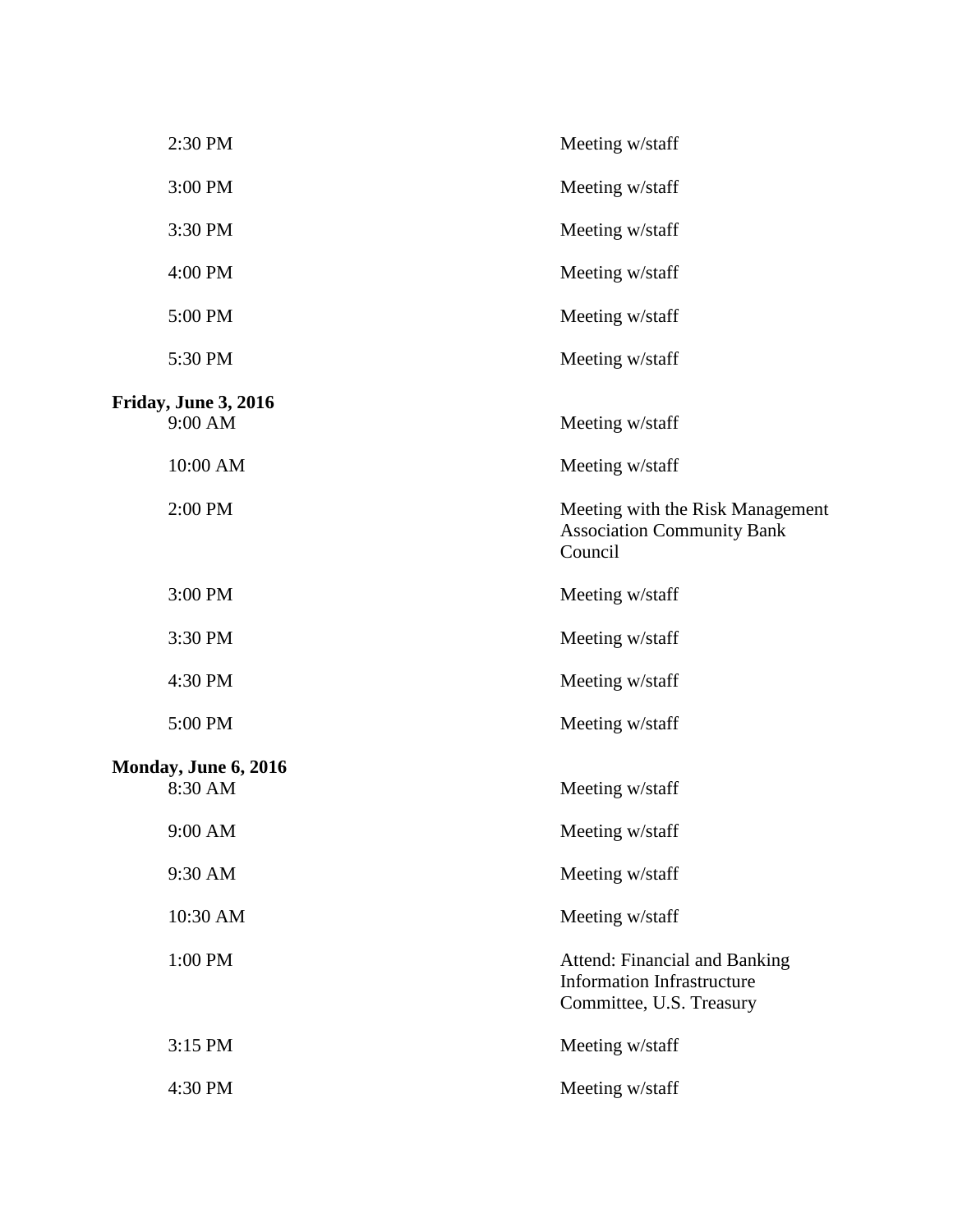| | |
|---|---|
| 2:30 PM | Meeting w/staff |
| 3:00 PM | Meeting w/staff |
| 3:30 PM | Meeting w/staff |
| 4:00 PM | Meeting w/staff |
| 5:00 PM | Meeting w/staff |
| 5:30 PM | Meeting w/staff |

**Friday, June 3, 2016**

| | |
|---|---|
| 9:00 AM | Meeting w/staff |
| 10:00 AM | Meeting w/staff |
| 2:00 PM | Meeting with the Risk Management Association Community Bank Council |
| 3:00 PM | Meeting w/staff |
| 3:30 PM | Meeting w/staff |
| 4:30 PM | Meeting w/staff |
| 5:00 PM | Meeting w/staff |

**Monday, June 6, 2016**

| | |
|---|---|
| 8:30 AM | Meeting w/staff |
| 9:00 AM | Meeting w/staff |
| 9:30 AM | Meeting w/staff |
| 10:30 AM | Meeting w/staff |
| 1:00 PM | Attend: Financial and Banking Information Infrastructure Committee, U.S. Treasury |
| 3:15 PM | Meeting w/staff |
| 4:30 PM | Meeting w/staff |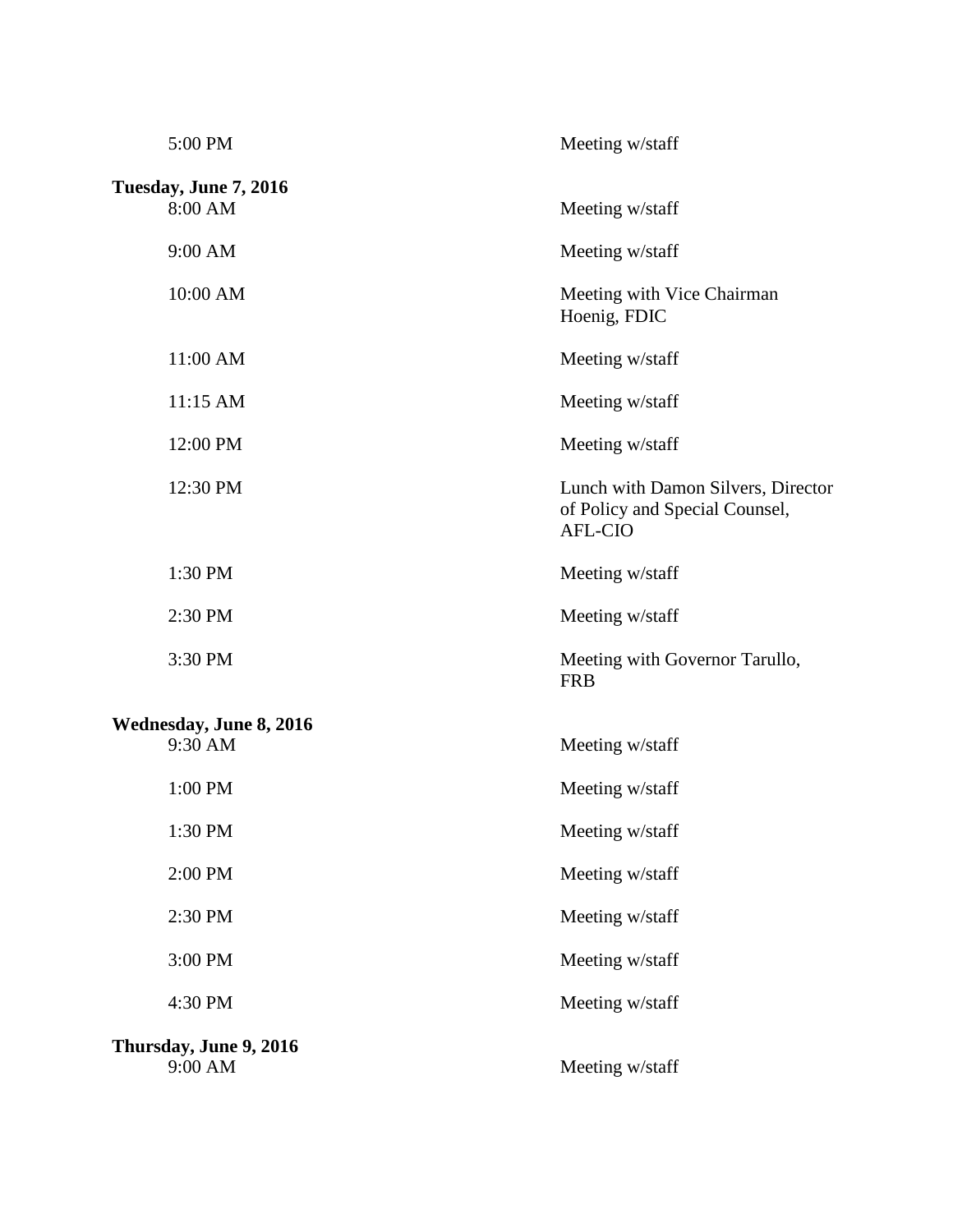| | |
|---|---|
| 5:00 PM | Meeting w/staff |

**Tuesday, June 7, 2016**

| | |
|---|---|
| 8:00 AM | Meeting w/staff |
| 9:00 AM | Meeting w/staff |
| 10:00 AM | Meeting with Vice Chairman Hoenig, FDIC |
| 11:00 AM | Meeting w/staff |
| 11:15 AM | Meeting w/staff |
| 12:00 PM | Meeting w/staff |
| 12:30 PM | Lunch with Damon Silvers, Director of Policy and Special Counsel, AFL-CIO |
| 1:30 PM | Meeting w/staff |
| 2:30 PM | Meeting w/staff |
| 3:30 PM | Meeting with Governor Tarullo, FRB |

**Wednesday, June 8, 2016**

| | |
|---|---|
| 9:30 AM | Meeting w/staff |
| 1:00 PM | Meeting w/staff |
| 1:30 PM | Meeting w/staff |
| 2:00 PM | Meeting w/staff |
| 2:30 PM | Meeting w/staff |
| 3:00 PM | Meeting w/staff |
| 4:30 PM | Meeting w/staff |

**Thursday, June 9, 2016**

| | |
|---|---|
| 9:00 AM | Meeting w/staff |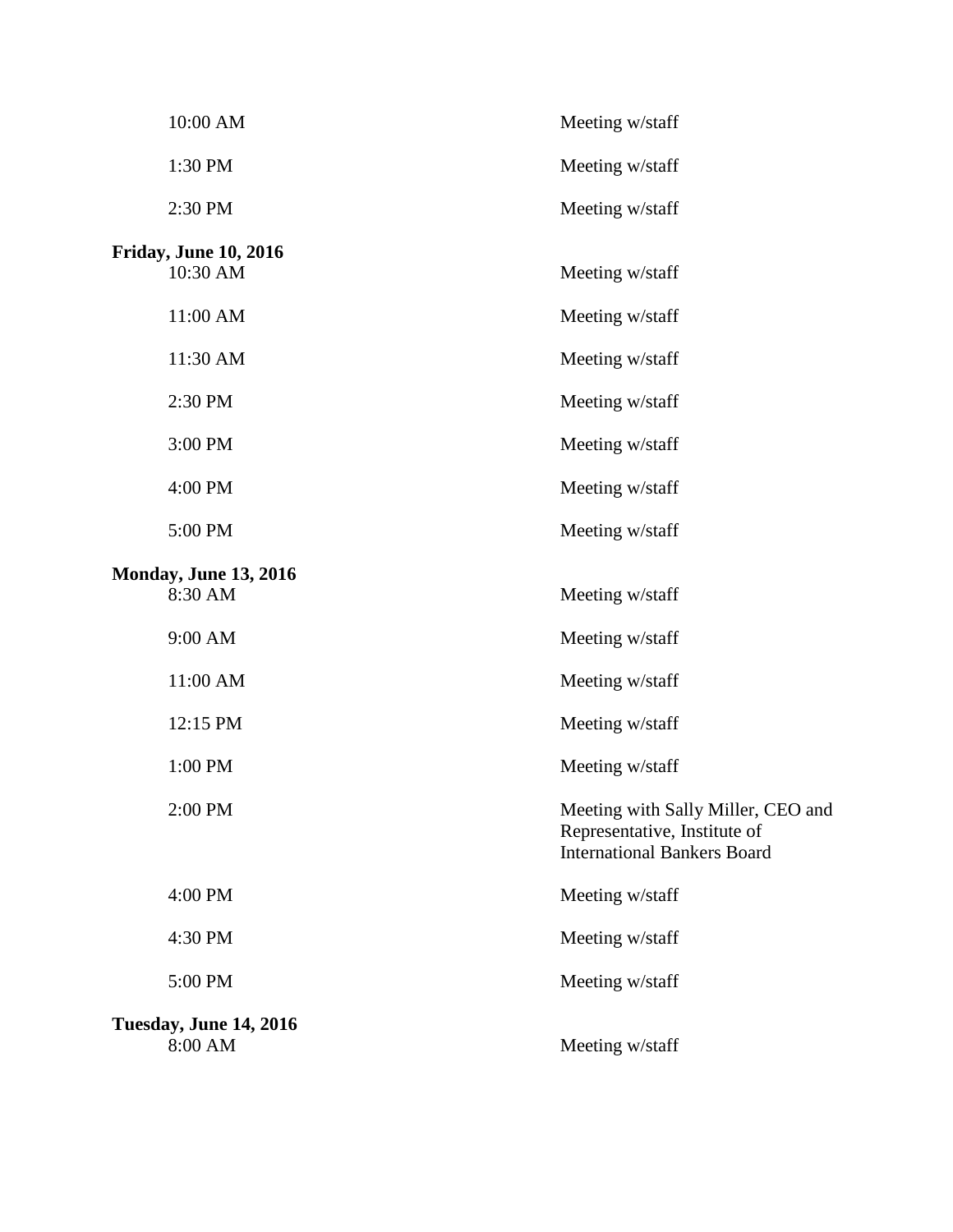| | |
|---|---|
| 10:00 AM | Meeting w/staff |
| 1:30 PM | Meeting w/staff |
| 2:30 PM | Meeting w/staff |

**Friday, June 10, 2016**

| | |
|---|---|
| 10:30 AM | Meeting w/staff |
| 11:00 AM | Meeting w/staff |
| 11:30 AM | Meeting w/staff |
| 2:30 PM | Meeting w/staff |
| 3:00 PM | Meeting w/staff |
| 4:00 PM | Meeting w/staff |
| 5:00 PM | Meeting w/staff |

**Monday, June 13, 2016**

| | |
|---|---|
| 8:30 AM | Meeting w/staff |
| 9:00 AM | Meeting w/staff |
| 11:00 AM | Meeting w/staff |
| 12:15 PM | Meeting w/staff |
| 1:00 PM | Meeting w/staff |
| 2:00 PM | Meeting with Sally Miller, CEO and Representative, Institute of International Bankers Board |
| 4:00 PM | Meeting w/staff |
| 4:30 PM | Meeting w/staff |
| 5:00 PM | Meeting w/staff |

**Tuesday, June 14, 2016**

| | |
|---|---|
| 8:00 AM | Meeting w/staff |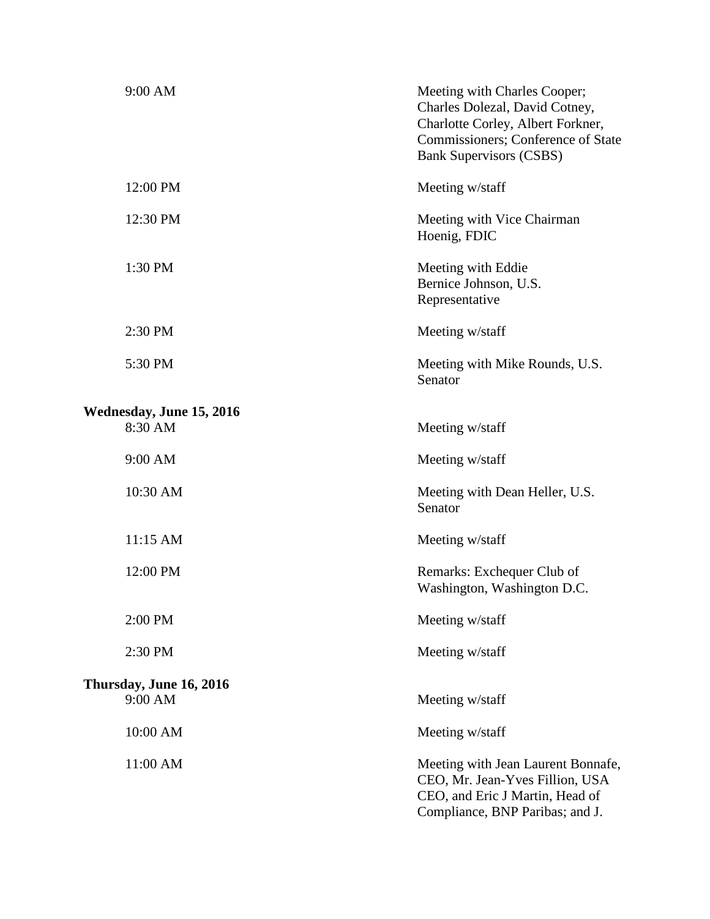| | |
|---|---|
| 9:00 AM | Meeting with Charles Cooper; Charles Dolezal, David Cotney, Charlotte Corley, Albert Forkner, Commissioners; Conference of State Bank Supervisors (CSBS) |
| 12:00 PM | Meeting w/staff |
| 12:30 PM | Meeting with Vice Chairman Hoenig, FDIC |
| 1:30 PM | Meeting with Eddie Bernice Johnson, U.S. Representative |
| 2:30 PM | Meeting w/staff |
| 5:30 PM | Meeting with Mike Rounds, U.S. Senator |

**Wednesday, June 15, 2016**

| | |
|---|---|
| 8:30 AM | Meeting w/staff |
| 9:00 AM | Meeting w/staff |
| 10:30 AM | Meeting with Dean Heller, U.S. Senator |
| 11:15 AM | Meeting w/staff |
| 12:00 PM | Remarks: Exchequer Club of Washington, Washington D.C. |
| 2:00 PM | Meeting w/staff |
| 2:30 PM | Meeting w/staff |

**Thursday, June 16, 2016**

| | |
|---|---|
| 9:00 AM | Meeting w/staff |
| 10:00 AM | Meeting w/staff |
| 11:00 AM | Meeting with Jean Laurent Bonnafe, CEO, Mr. Jean-Yves Fillion, USA CEO, and Eric J Martin, Head of Compliance, BNP Paribas; and J. |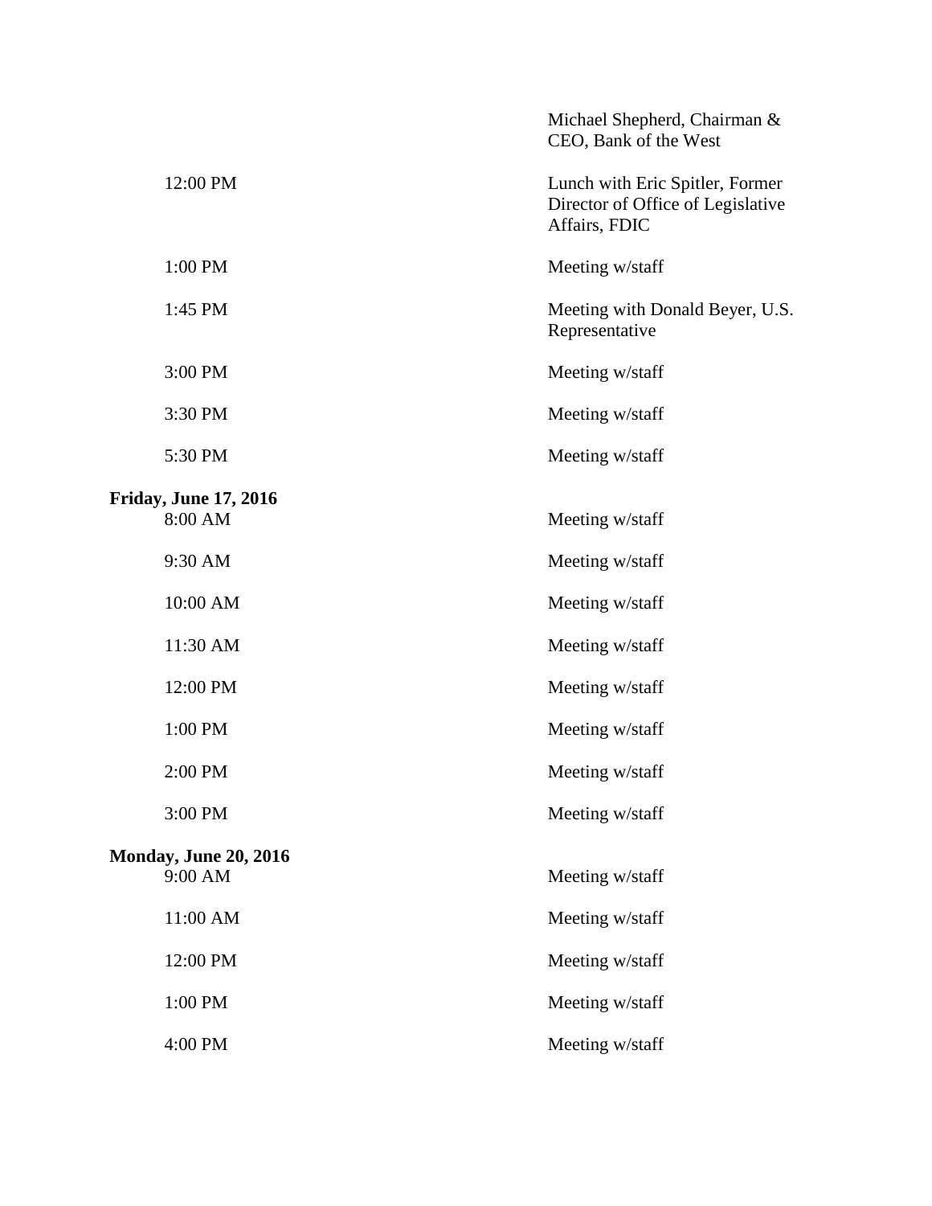| | |
|---|---|
| | Michael Shepherd, Chairman & CEO, Bank of the West |
| 12:00 PM | Lunch with Eric Spitler, Former Director of Office of Legislative Affairs, FDIC |
| 1:00 PM | Meeting w/staff |
| 1:45 PM | Meeting with Donald Beyer, U.S. Representative |
| 3:00 PM | Meeting w/staff |
| 3:30 PM | Meeting w/staff |
| 5:30 PM | Meeting w/staff |

**Friday, June 17, 2016**

| | |
|---|---|
| 8:00 AM | Meeting w/staff |
| 9:30 AM | Meeting w/staff |
| 10:00 AM | Meeting w/staff |
| 11:30 AM | Meeting w/staff |
| 12:00 PM | Meeting w/staff |
| 1:00 PM | Meeting w/staff |
| 2:00 PM | Meeting w/staff |
| 3:00 PM | Meeting w/staff |

**Monday, June 20, 2016**

| | |
|---|---|
| 9:00 AM | Meeting w/staff |
| 11:00 AM | Meeting w/staff |
| 12:00 PM | Meeting w/staff |
| 1:00 PM | Meeting w/staff |
| 4:00 PM | Meeting w/staff |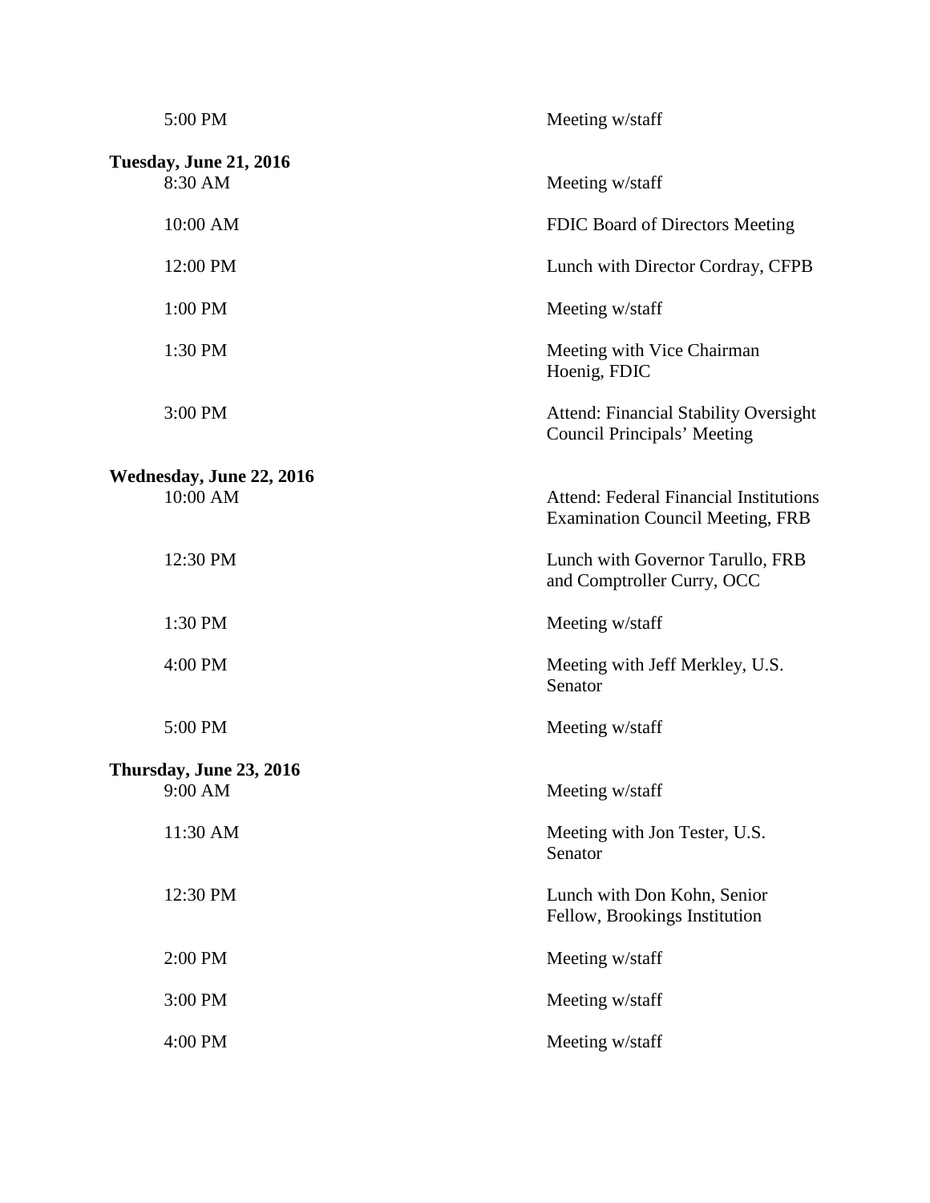5:00 PM — Meeting w/staff

**Tuesday, June 21, 2016**

8:30 AM — Meeting w/staff

10:00 AM — FDIC Board of Directors Meeting

12:00 PM — Lunch with Director Cordray, CFPB

1:00 PM — Meeting w/staff

1:30 PM — Meeting with Vice Chairman Hoenig, FDIC

3:00 PM — Attend: Financial Stability Oversight Council Principals' Meeting

**Wednesday, June 22, 2016**

10:00 AM — Attend: Federal Financial Institutions Examination Council Meeting, FRB

12:30 PM — Lunch with Governor Tarullo, FRB and Comptroller Curry, OCC

1:30 PM — Meeting w/staff

4:00 PM — Meeting with Jeff Merkley, U.S. Senator

5:00 PM — Meeting w/staff

**Thursday, June 23, 2016**

9:00 AM — Meeting w/staff

11:30 AM — Meeting with Jon Tester, U.S. Senator

12:30 PM — Lunch with Don Kohn, Senior Fellow, Brookings Institution

2:00 PM — Meeting w/staff

3:00 PM — Meeting w/staff

4:00 PM — Meeting w/staff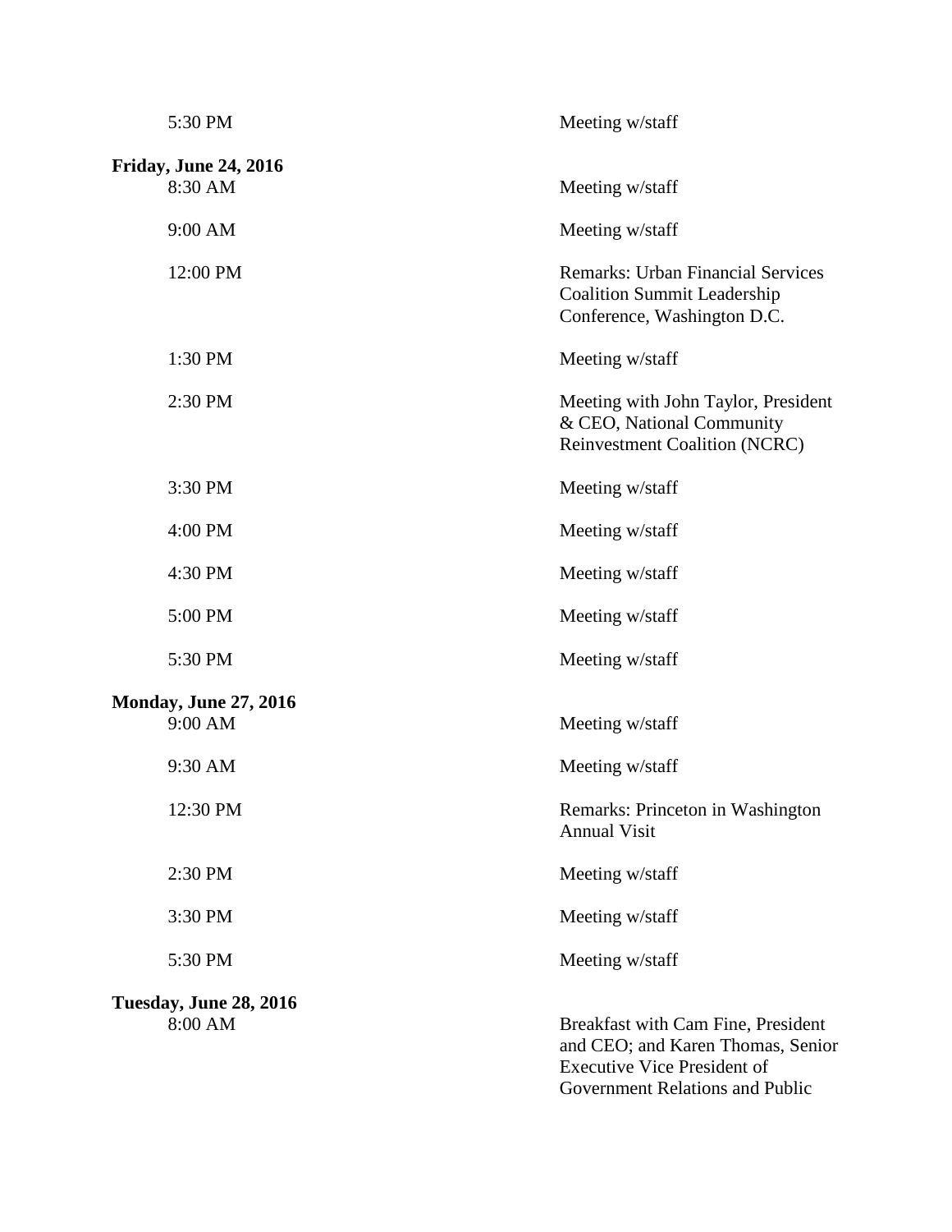| | |
|---|---|
| 5:30 PM | Meeting w/staff |

**Friday, June 24, 2016**

| | |
|---|---|
| 8:30 AM | Meeting w/staff |
| 9:00 AM | Meeting w/staff |
| 12:00 PM | Remarks: Urban Financial Services Coalition Summit Leadership Conference, Washington D.C. |
| 1:30 PM | Meeting w/staff |
| 2:30 PM | Meeting with John Taylor, President & CEO, National Community Reinvestment Coalition (NCRC) |
| 3:30 PM | Meeting w/staff |
| 4:00 PM | Meeting w/staff |
| 4:30 PM | Meeting w/staff |
| 5:00 PM | Meeting w/staff |
| 5:30 PM | Meeting w/staff |

**Monday, June 27, 2016**

| | |
|---|---|
| 9:00 AM | Meeting w/staff |
| 9:30 AM | Meeting w/staff |
| 12:30 PM | Remarks: Princeton in Washington Annual Visit |
| 2:30 PM | Meeting w/staff |
| 3:30 PM | Meeting w/staff |
| 5:30 PM | Meeting w/staff |

**Tuesday, June 28, 2016**

| | |
|---|---|
| 8:00 AM | Breakfast with Cam Fine, President and CEO; and Karen Thomas, Senior Executive Vice President of Government Relations and Public |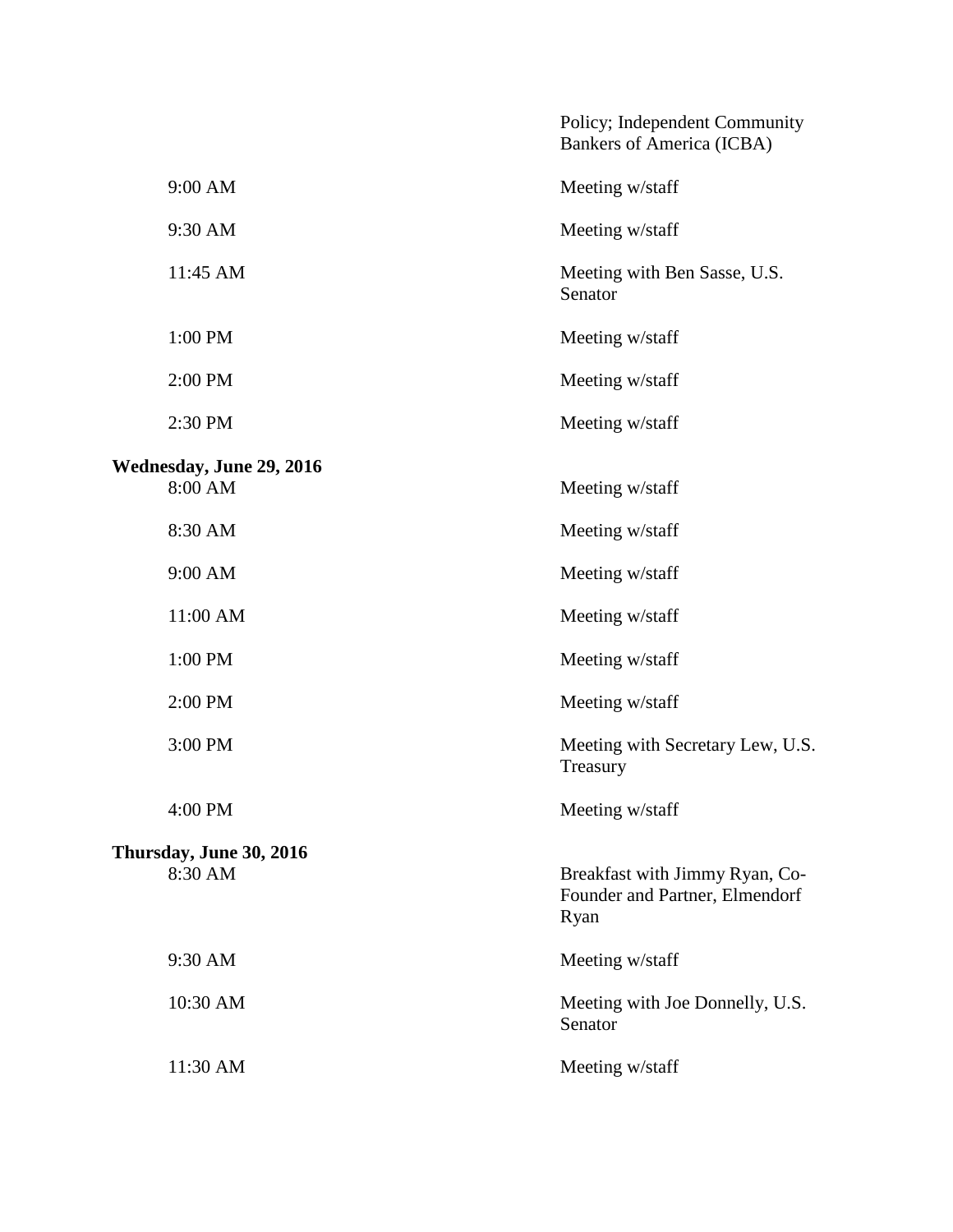| | |
|---|---|
| | Policy; Independent Community Bankers of America (ICBA) |
| 9:00 AM | Meeting w/staff |
| 9:30 AM | Meeting w/staff |
| 11:45 AM | Meeting with Ben Sasse, U.S. Senator |
| 1:00 PM | Meeting w/staff |
| 2:00 PM | Meeting w/staff |
| 2:30 PM | Meeting w/staff |

**Wednesday, June 29, 2016**

| | |
|---|---|
| 8:00 AM | Meeting w/staff |
| 8:30 AM | Meeting w/staff |
| 9:00 AM | Meeting w/staff |
| 11:00 AM | Meeting w/staff |
| 1:00 PM | Meeting w/staff |
| 2:00 PM | Meeting w/staff |
| 3:00 PM | Meeting with Secretary Lew, U.S. Treasury |
| 4:00 PM | Meeting w/staff |

**Thursday, June 30, 2016**

| | |
|---|---|
| 8:30 AM | Breakfast with Jimmy Ryan, Co-Founder and Partner, Elmendorf Ryan |
| 9:30 AM | Meeting w/staff |
| 10:30 AM | Meeting with Joe Donnelly, U.S. Senator |
| 11:30 AM | Meeting w/staff |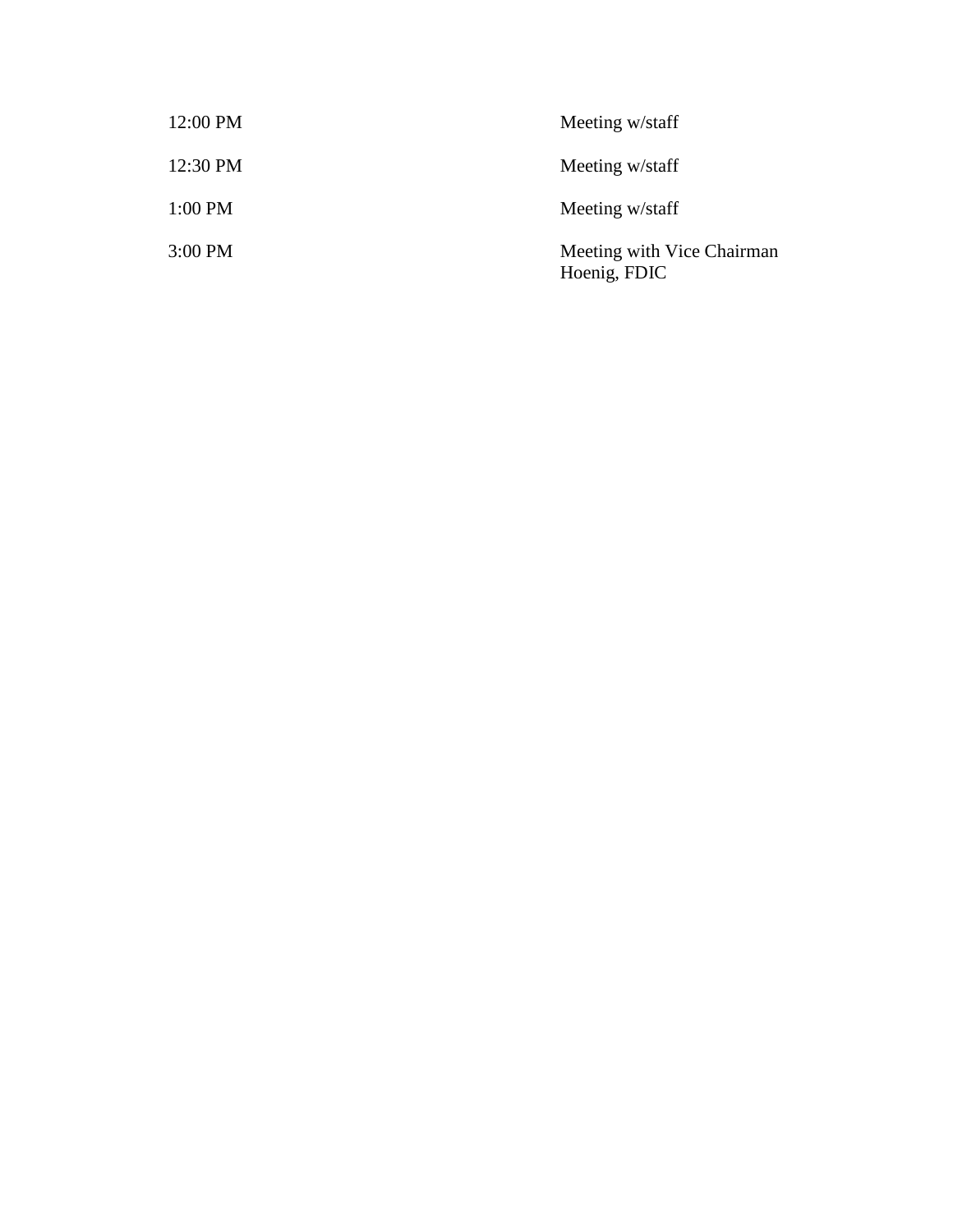| | |
|---|---|
| 12:00 PM | Meeting w/staff |
| 12:30 PM | Meeting w/staff |
| 1:00 PM | Meeting w/staff |
| 3:00 PM | Meeting with Vice Chairman Hoenig, FDIC |